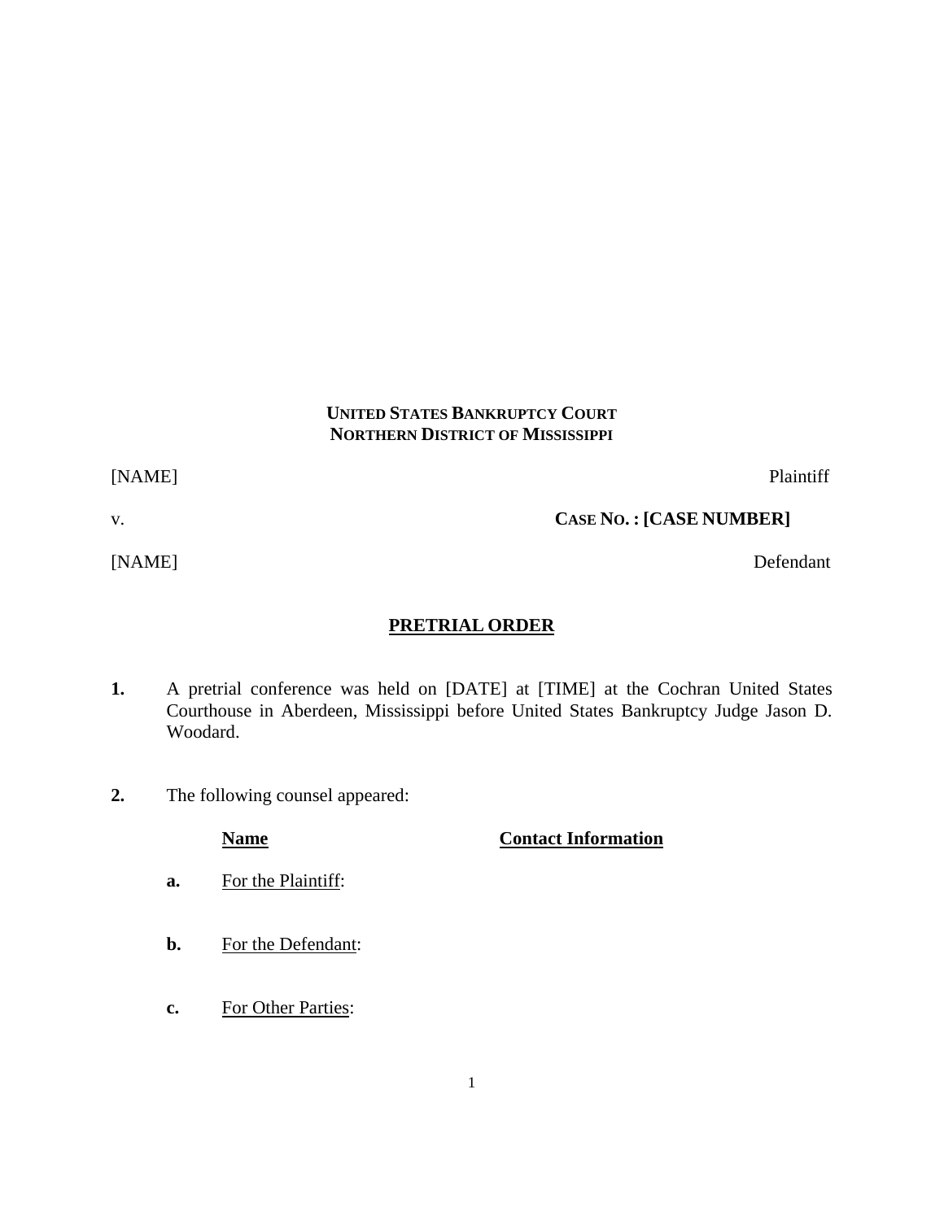**UNITED STATES BANKRUPTCY COURT**
**NORTHERN DISTRICT OF MISSISSIPPI**

[NAME] Plaintiff

v. **CASE NO. : [CASE NUMBER]**

[NAME] Defendant

# PRETRIAL ORDER

**1.** A pretrial conference was held on [DATE] at [TIME] at the Cochran United States Courthouse in Aberdeen, Mississippi before United States Bankruptcy Judge Jason D. Woodard.

**2.** The following counsel appeared:

| | **Name** | **Contact Information** |
|---|---|---|
| **a.** | For the Plaintiff: | |
| **b.** | For the Defendant: | |
| **c.** | For Other Parties: | |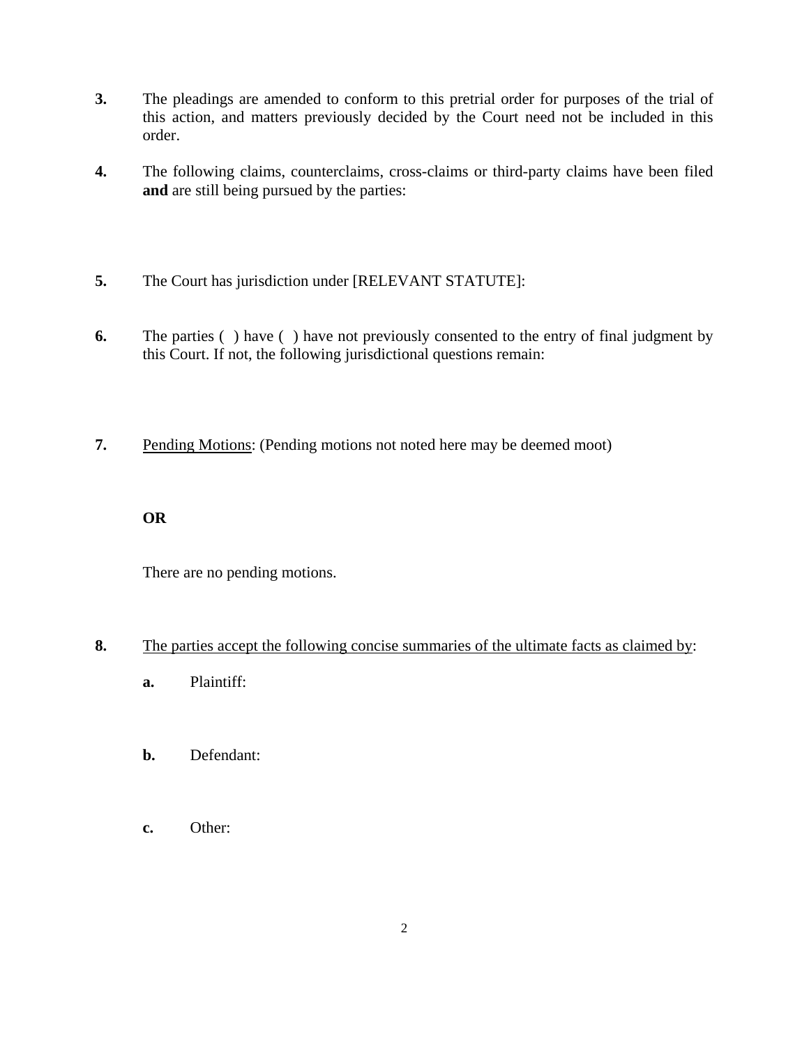**3.** The pleadings are amended to conform to this pretrial order for purposes of the trial of this action, and matters previously decided by the Court need not be included in this order.

**4.** The following claims, counterclaims, cross-claims or third-party claims have been filed **and** are still being pursued by the parties:

**5.** The Court has jurisdiction under [RELEVANT STATUTE]:

**6.** The parties ( ) have ( ) have not previously consented to the entry of final judgment by this Court. If not, the following jurisdictional questions remain:

**7.** <u>Pending Motions</u>: (Pending motions not noted here may be deemed moot)

**OR**

There are no pending motions.

**8.** <u>The parties accept the following concise summaries of the ultimate facts as claimed by</u>:

**a.** Plaintiff:

**b.** Defendant:

**c.** Other: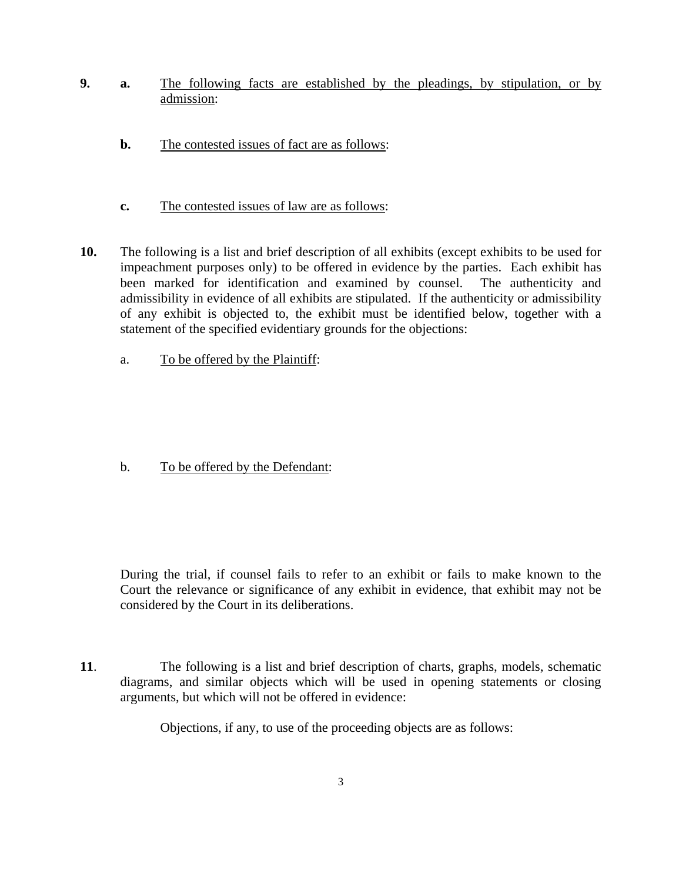**9.** **a.** <u>The following facts are established by the pleadings, by stipulation, or by admission</u>:

**b.** <u>The contested issues of fact are as follows</u>:

**c.** <u>The contested issues of law are as follows</u>:

**10.** The following is a list and brief description of all exhibits (except exhibits to be used for impeachment purposes only) to be offered in evidence by the parties. Each exhibit has been marked for identification and examined by counsel. The authenticity and admissibility in evidence of all exhibits are stipulated. If the authenticity or admissibility of any exhibit is objected to, the exhibit must be identified below, together with a statement of the specified evidentiary grounds for the objections:

a. <u>To be offered by the Plaintiff</u>:

b. <u>To be offered by the Defendant</u>:

During the trial, if counsel fails to refer to an exhibit or fails to make known to the Court the relevance or significance of any exhibit in evidence, that exhibit may not be considered by the Court in its deliberations.

**11**. The following is a list and brief description of charts, graphs, models, schematic diagrams, and similar objects which will be used in opening statements or closing arguments, but which will not be offered in evidence:

Objections, if any, to use of the proceeding objects are as follows: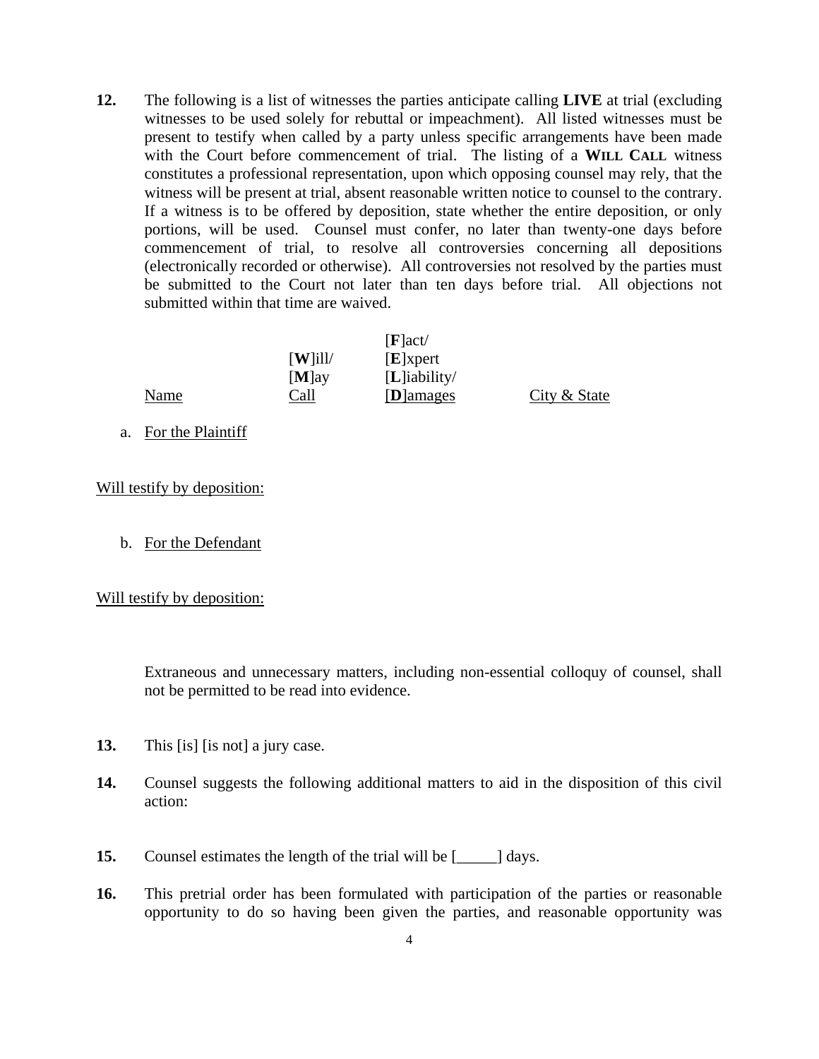**12.** The following is a list of witnesses the parties anticipate calling **LIVE** at trial (excluding witnesses to be used solely for rebuttal or impeachment). All listed witnesses must be present to testify when called by a party unless specific arrangements have been made with the Court before commencement of trial. The listing of a **WILL CALL** witness constitutes a professional representation, upon which opposing counsel may rely, that the witness will be present at trial, absent reasonable written notice to counsel to the contrary. If a witness is to be offered by deposition, state whether the entire deposition, or only portions, will be used. Counsel must confer, no later than twenty-one days before commencement of trial, to resolve all controversies concerning all depositions (electronically recorded or otherwise). All controversies not resolved by the parties must be submitted to the Court not later than ten days before trial. All objections not submitted within that time are waived.

| Name | [**W**]ill/ [**M**]ay Call | [**F**]act/ [**E**]xpert [**L**]iability/ [**D**]amages | City & State |
|---|---|---|---|

a. For the Plaintiff

Will testify by deposition:

b. For the Defendant

Will testify by deposition:

Extraneous and unnecessary matters, including non-essential colloquy of counsel, shall not be permitted to be read into evidence.

**13.** This [is] [is not] a jury case.

**14.** Counsel suggests the following additional matters to aid in the disposition of this civil action:

**15.** Counsel estimates the length of the trial will be [_____] days.

**16.** This pretrial order has been formulated with participation of the parties or reasonable opportunity to do so having been given the parties, and reasonable opportunity was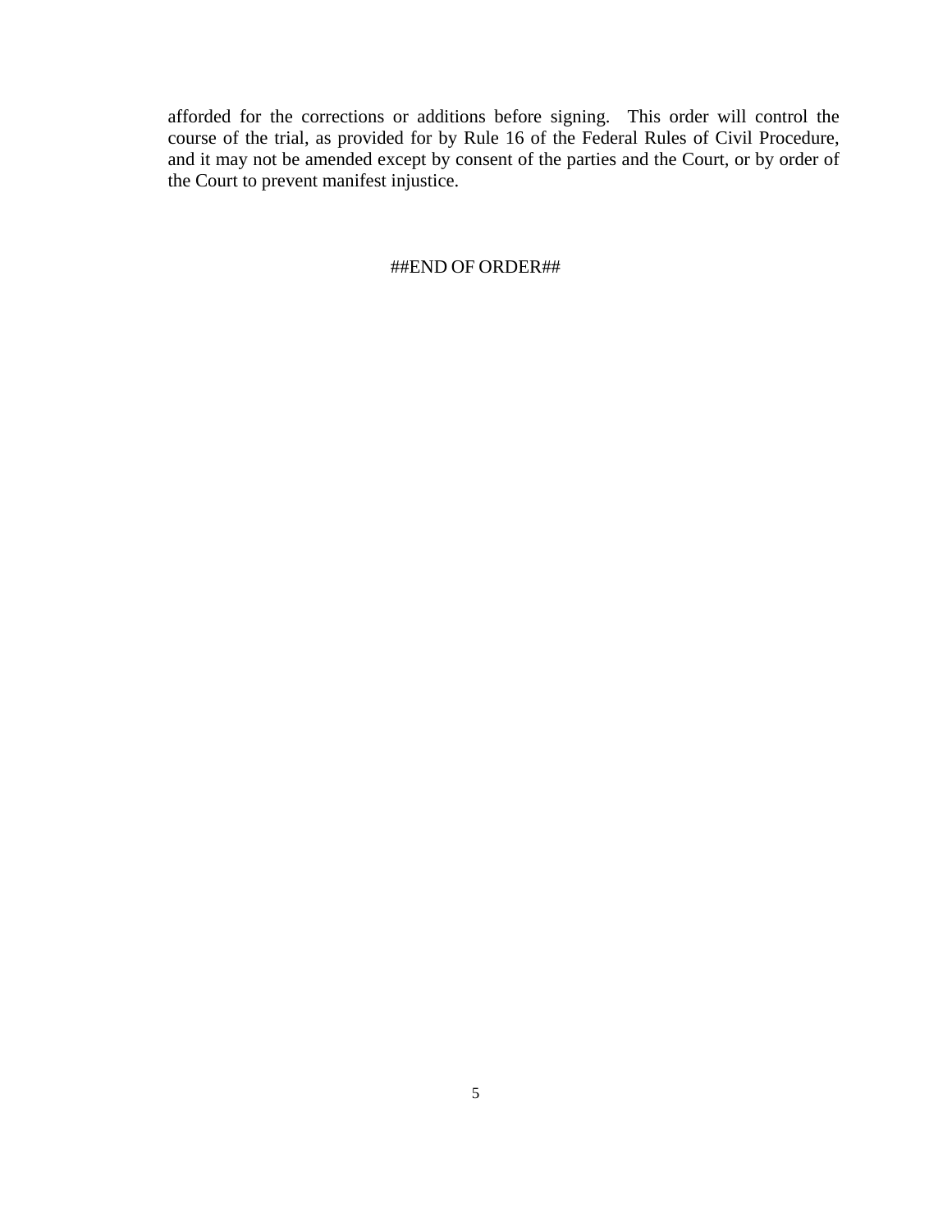afforded for the corrections or additions before signing. This order will control the course of the trial, as provided for by Rule 16 of the Federal Rules of Civil Procedure, and it may not be amended except by consent of the parties and the Court, or by order of the Court to prevent manifest injustice.

##END OF ORDER##